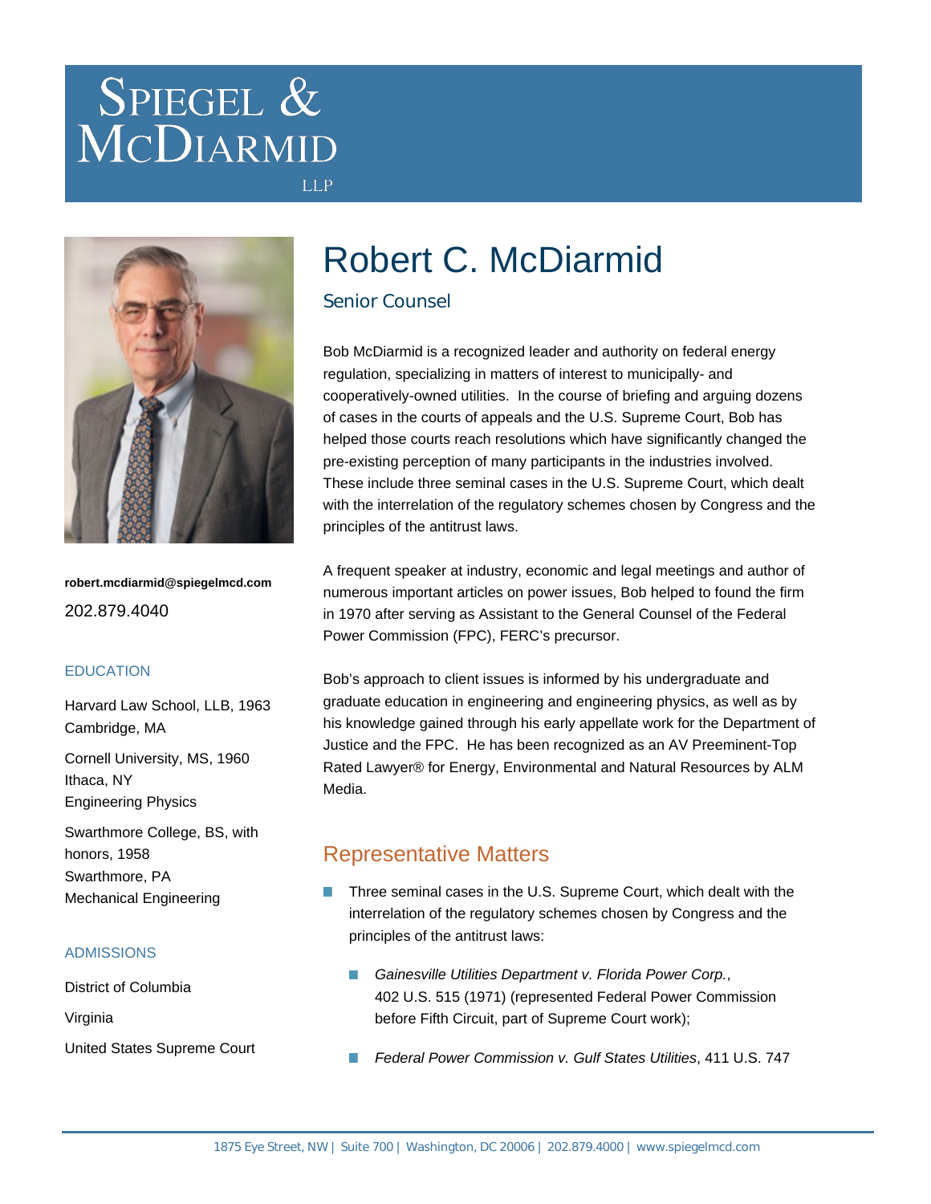# Spiegel & McDiarmid LLP

robert.mcdiarmid@spiegelmcd.com

202.879.4040

## EDUCATION

Harvard Law School, LLB, 1963
Cambridge, MA

Cornell University, MS, 1960
Ithaca, NY
Engineering Physics

Swarthmore College, BS, with honors, 1958
Swarthmore, PA
Mechanical Engineering

## ADMISSIONS

District of Columbia

Virginia

United States Supreme Court

# Robert C. McDiarmid

### Senior Counsel

Bob McDiarmid is a recognized leader and authority on federal energy regulation, specializing in matters of interest to municipally- and cooperatively-owned utilities. In the course of briefing and arguing dozens of cases in the courts of appeals and the U.S. Supreme Court, Bob has helped those courts reach resolutions which have significantly changed the pre-existing perception of many participants in the industries involved. These include three seminal cases in the U.S. Supreme Court, which dealt with the interrelation of the regulatory schemes chosen by Congress and the principles of the antitrust laws.

A frequent speaker at industry, economic and legal meetings and author of numerous important articles on power issues, Bob helped to found the firm in 1970 after serving as Assistant to the General Counsel of the Federal Power Commission (FPC), FERC's precursor.

Bob's approach to client issues is informed by his undergraduate and graduate education in engineering and engineering physics, as well as by his knowledge gained through his early appellate work for the Department of Justice and the FPC. He has been recognized as an AV Preeminent-Top Rated Lawyer® for Energy, Environmental and Natural Resources by ALM Media.

## Representative Matters

- Three seminal cases in the U.S. Supreme Court, which dealt with the interrelation of the regulatory schemes chosen by Congress and the principles of the antitrust laws:
  - *Gainesville Utilities Department v. Florida Power Corp.*, 402 U.S. 515 (1971) (represented Federal Power Commission before Fifth Circuit, part of Supreme Court work);
  - *Federal Power Commission v. Gulf States Utilities*, 411 U.S. 747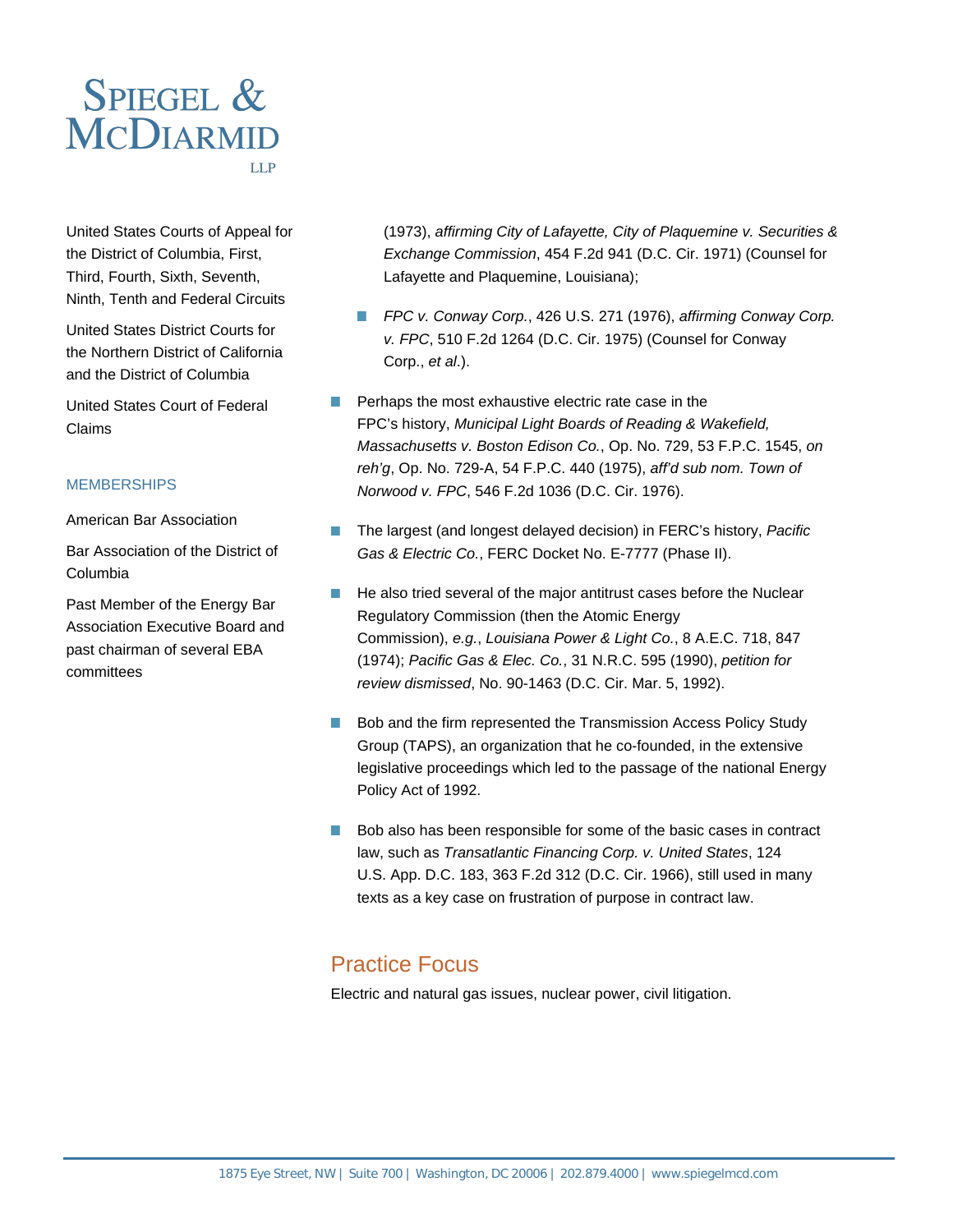# Spiegel & McDiarmid LLP

United States Courts of Appeal for the District of Columbia, First, Third, Fourth, Sixth, Seventh, Ninth, Tenth and Federal Circuits

United States District Courts for the Northern District of California and the District of Columbia

United States Court of Federal Claims

### MEMBERSHIPS

American Bar Association

Bar Association of the District of Columbia

Past Member of the Energy Bar Association Executive Board and past chairman of several EBA committees

(1973), *affirming City of Lafayette, City of Plaquemine v. Securities & Exchange Commission*, 454 F.2d 941 (D.C. Cir. 1971) (Counsel for Lafayette and Plaquemine, Louisiana);

- *FPC v. Conway Corp.*, 426 U.S. 271 (1976), *affirming Conway Corp. v. FPC*, 510 F.2d 1264 (D.C. Cir. 1975) (Counsel for Conway Corp., *et al*.).

- Perhaps the most exhaustive electric rate case in the FPC's history, *Municipal Light Boards of Reading & Wakefield, Massachusetts v. Boston Edison Co.*, Op. No. 729, 53 F.P.C. 1545, *on reh'g*, Op. No. 729-A, 54 F.P.C. 440 (1975), *aff'd sub nom. Town of Norwood v. FPC*, 546 F.2d 1036 (D.C. Cir. 1976).
- The largest (and longest delayed decision) in FERC's history, *Pacific Gas & Electric Co.*, FERC Docket No. E-7777 (Phase II).
- He also tried several of the major antitrust cases before the Nuclear Regulatory Commission (then the Atomic Energy Commission), *e.g.*, *Louisiana Power & Light Co.*, 8 A.E.C. 718, 847 (1974); *Pacific Gas & Elec. Co.*, 31 N.R.C. 595 (1990), *petition for review dismissed*, No. 90-1463 (D.C. Cir. Mar. 5, 1992).
- Bob and the firm represented the Transmission Access Policy Study Group (TAPS), an organization that he co-founded, in the extensive legislative proceedings which led to the passage of the national Energy Policy Act of 1992.
- Bob also has been responsible for some of the basic cases in contract law, such as *Transatlantic Financing Corp. v. United States*, 124 U.S. App. D.C. 183, 363 F.2d 312 (D.C. Cir. 1966), still used in many texts as a key case on frustration of purpose in contract law.

## Practice Focus

Electric and natural gas issues, nuclear power, civil litigation.